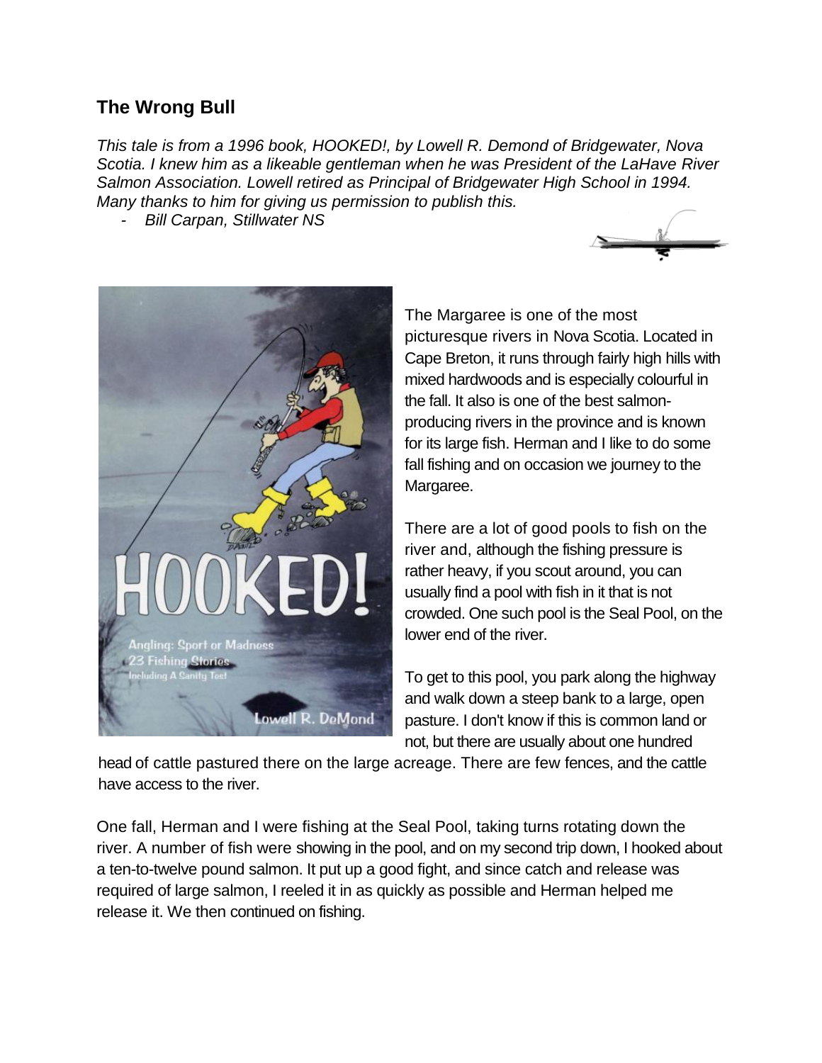## The Wrong Bull

*This tale is from a 1996 book, HOOKED!, by Lowell R. Demond of Bridgewater, Nova Scotia. I knew him as a likeable gentleman when he was President of the LaHave River Salmon Association. Lowell retired as Principal of Bridgewater High School in 1994. Many thanks to him for giving us permission to publish this.*

- *Bill Carpan, Stillwater NS*

The Margaree is one of the most picturesque rivers in Nova Scotia. Located in Cape Breton, it runs through fairly high hills with mixed hardwoods and is especially colourful in the fall. It also is one of the best salmon-producing rivers in the province and is known for its large fish. Herman and I like to do some fall fishing and on occasion we journey to the Margaree.

There are a lot of good pools to fish on the river and, although the fishing pressure is rather heavy, if you scout around, you can usually find a pool with fish in it that is not crowded. One such pool is the Seal Pool, on the lower end of the river.

To get to this pool, you park along the highway and walk down a steep bank to a large, open pasture. I don't know if this is common land or not, but there are usually about one hundred head of cattle pastured there on the large acreage. There are few fences, and the cattle have access to the river.

One fall, Herman and I were fishing at the Seal Pool, taking turns rotating down the river. A number of fish were showing in the pool, and on my second trip down, I hooked about a ten-to-twelve pound salmon. It put up a good fight, and since catch and release was required of large salmon, I reeled it in as quickly as possible and Herman helped me release it. We then continued on fishing.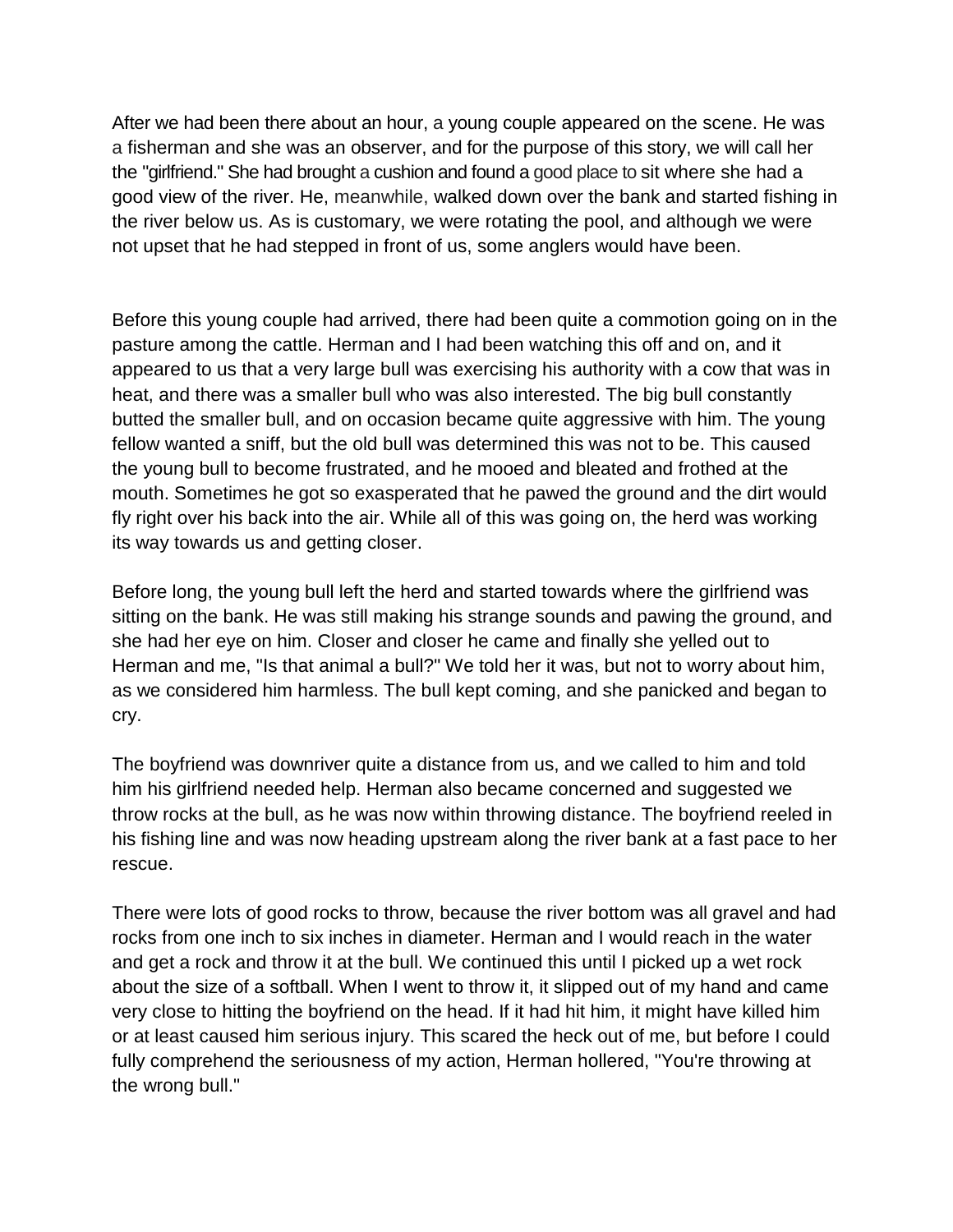After we had been there about an hour, a young couple appeared on the scene. He was a fisherman and she was an observer, and for the purpose of this story, we will call her the "girlfriend." She had brought a cushion and found a good place to sit where she had a good view of the river. He, meanwhile, walked down over the bank and started fishing in the river below us. As is customary, we were rotating the pool, and although we were not upset that he had stepped in front of us, some anglers would have been.

Before this young couple had arrived, there had been quite a commotion going on in the pasture among the cattle. Herman and I had been watching this off and on, and it appeared to us that a very large bull was exercising his authority with a cow that was in heat, and there was a smaller bull who was also interested. The big bull constantly butted the smaller bull, and on occasion became quite aggressive with him. The young fellow wanted a sniff, but the old bull was determined this was not to be. This caused the young bull to become frustrated, and he mooed and bleated and frothed at the mouth. Sometimes he got so exasperated that he pawed the ground and the dirt would fly right over his back into the air. While all of this was going on, the herd was working its way towards us and getting closer.

Before long, the young bull left the herd and started towards where the girlfriend was sitting on the bank. He was still making his strange sounds and pawing the ground, and she had her eye on him. Closer and closer he came and finally she yelled out to Herman and me, "Is that animal a bull?" We told her it was, but not to worry about him, as we considered him harmless. The bull kept coming, and she panicked and began to cry.

The boyfriend was downriver quite a distance from us, and we called to him and told him his girlfriend needed help. Herman also became concerned and suggested we throw rocks at the bull, as he was now within throwing distance. The boyfriend reeled in his fishing line and was now heading upstream along the river bank at a fast pace to her rescue.

There were lots of good rocks to throw, because the river bottom was all gravel and had rocks from one inch to six inches in diameter. Herman and I would reach in the water and get a rock and throw it at the bull. We continued this until I picked up a wet rock about the size of a softball. When I went to throw it, it slipped out of my hand and came very close to hitting the boyfriend on the head. If it had hit him, it might have killed him or at least caused him serious injury. This scared the heck out of me, but before I could fully comprehend the seriousness of my action, Herman hollered, "You're throwing at the wrong bull."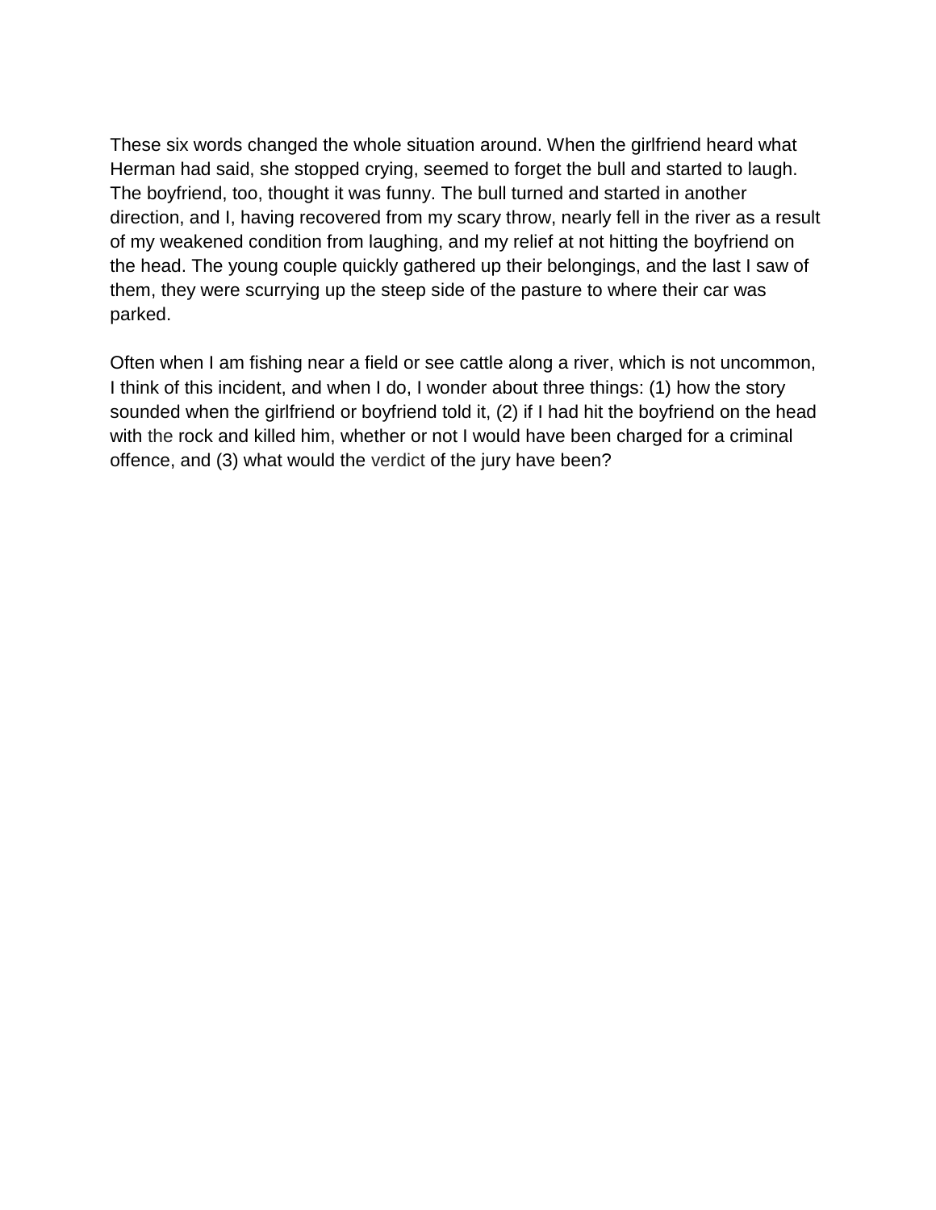These six words changed the whole situation around. When the girlfriend heard what Herman had said, she stopped crying, seemed to forget the bull and started to laugh. The boyfriend, too, thought it was funny. The bull turned and started in another direction, and I, having recovered from my scary throw, nearly fell in the river as a result of my weakened condition from laughing, and my relief at not hitting the boyfriend on the head. The young couple quickly gathered up their belongings, and the last I saw of them, they were scurrying up the steep side of the pasture to where their car was parked.

Often when I am fishing near a field or see cattle along a river, which is not uncommon, I think of this incident, and when I do, I wonder about three things: (1) how the story sounded when the girlfriend or boyfriend told it, (2) if I had hit the boyfriend on the head with the rock and killed him, whether or not I would have been charged for a criminal offence, and (3) what would the verdict of the jury have been?